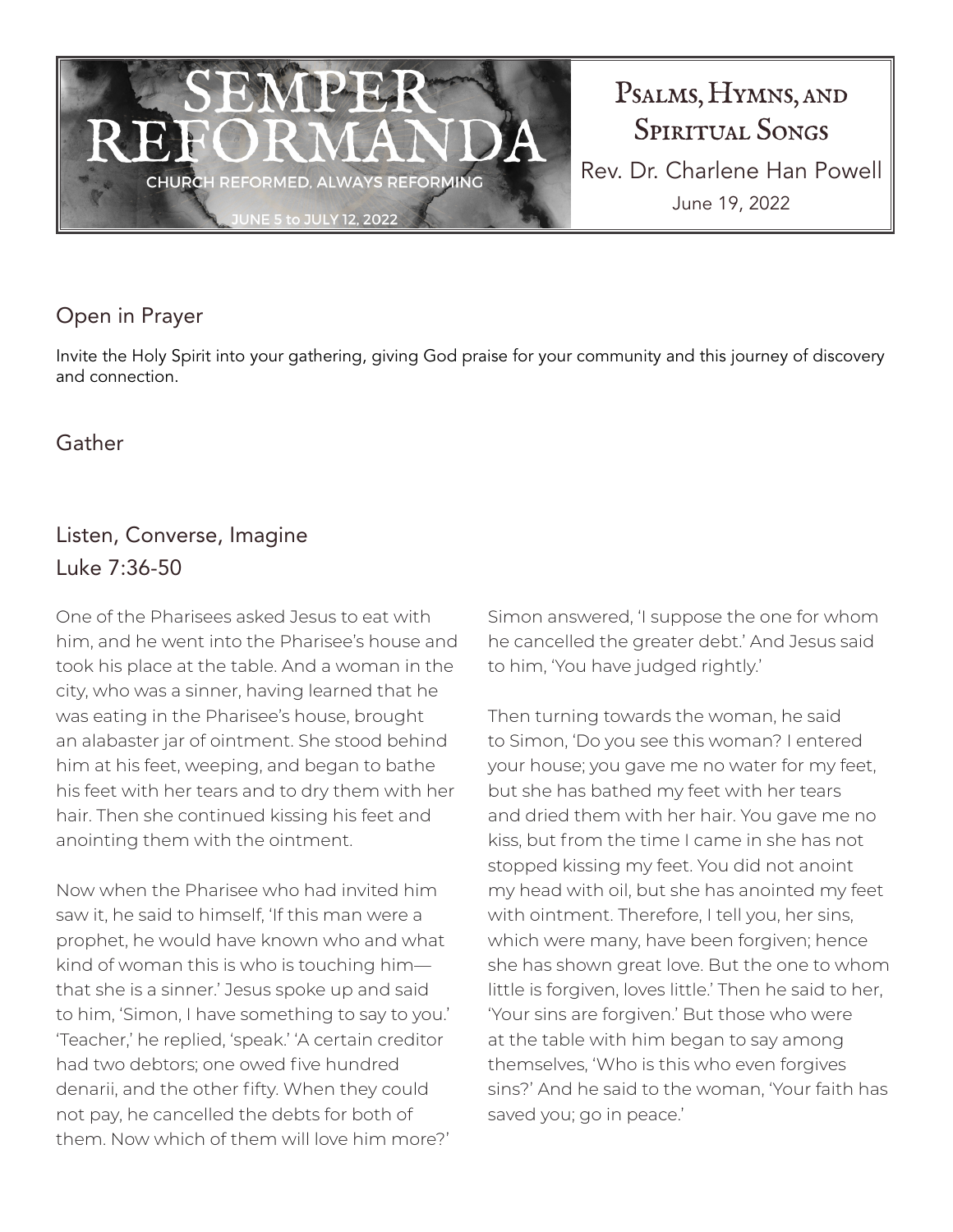# SEMPER REFORMANDA

CHURCH REFORMED, ALWAYS REFORMING

JUNE 5 to JULY 12, 2022

## Psalms, Hymns, and Spiritual Songs

Rev. Dr. Charlene Han Powell

June 19, 2022

## Open in Prayer

Invite the Holy Spirit into your gathering, giving God praise for your community and this journey of discovery and connection.

## Gather

## Listen, Converse, Imagine

### Luke 7:36-50

One of the Pharisees asked Jesus to eat with him, and he went into the Pharisee's house and took his place at the table. And a woman in the city, who was a sinner, having learned that he was eating in the Pharisee's house, brought an alabaster jar of ointment. She stood behind him at his feet, weeping, and began to bathe his feet with her tears and to dry them with her hair. Then she continued kissing his feet and anointing them with the ointment.

Now when the Pharisee who had invited him saw it, he said to himself, 'If this man were a prophet, he would have known who and what kind of woman this is who is touching him—that she is a sinner.' Jesus spoke up and said to him, 'Simon, I have something to say to you.' 'Teacher,' he replied, 'speak.' 'A certain creditor had two debtors; one owed five hundred denarii, and the other fifty. When they could not pay, he cancelled the debts for both of them. Now which of them will love him more?' Simon answered, 'I suppose the one for whom he cancelled the greater debt.' And Jesus said to him, 'You have judged rightly.'

Then turning towards the woman, he said to Simon, 'Do you see this woman? I entered your house; you gave me no water for my feet, but she has bathed my feet with her tears and dried them with her hair. You gave me no kiss, but from the time I came in she has not stopped kissing my feet. You did not anoint my head with oil, but she has anointed my feet with ointment. Therefore, I tell you, her sins, which were many, have been forgiven; hence she has shown great love. But the one to whom little is forgiven, loves little.' Then he said to her, 'Your sins are forgiven.' But those who were at the table with him began to say among themselves, 'Who is this who even forgives sins?' And he said to the woman, 'Your faith has saved you; go in peace.'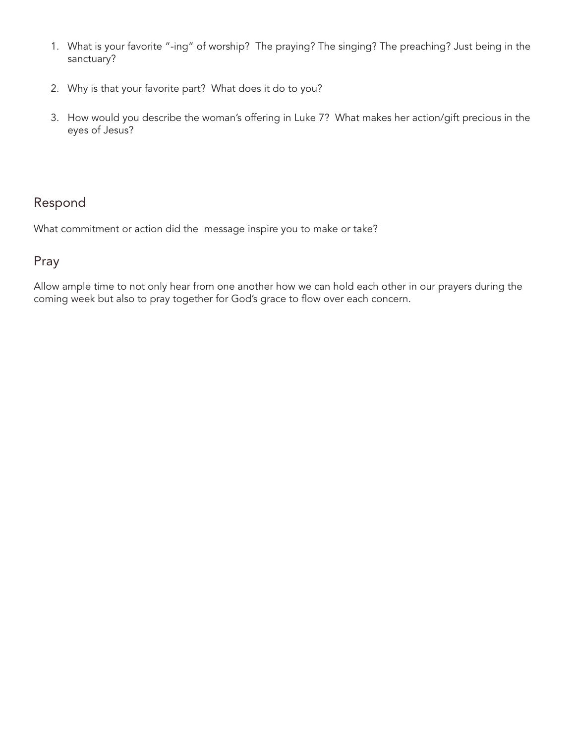1. What is your favorite "-ing" of worship? The praying? The singing? The preaching? Just being in the sanctuary?

2. Why is that your favorite part? What does it do to you?

3. How would you describe the woman's offering in Luke 7? What makes her action/gift precious in the eyes of Jesus?

## Respond

What commitment or action did the message inspire you to make or take?

## Pray

Allow ample time to not only hear from one another how we can hold each other in our prayers during the coming week but also to pray together for God's grace to flow over each concern.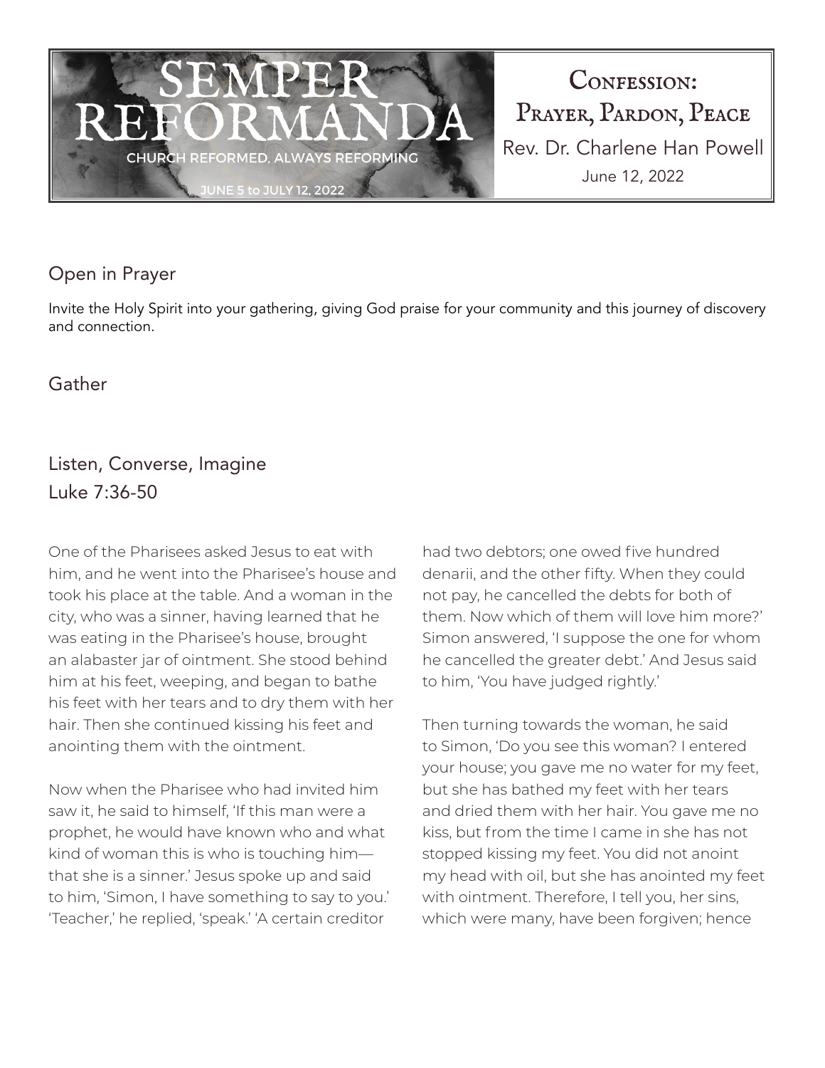# SEMPER REFORMANDA

CHURCH REFORMED, ALWAYS REFORMING

JUNE 5 to JULY 12, 2022

## Confession: Prayer, Pardon, Peace

Rev. Dr. Charlene Han Powell

June 12, 2022

## Open in Prayer

Invite the Holy Spirit into your gathering, giving God praise for your community and this journey of discovery and connection.

## Gather

## Listen, Converse, Imagine

Luke 7:36-50

One of the Pharisees asked Jesus to eat with him, and he went into the Pharisee's house and took his place at the table. And a woman in the city, who was a sinner, having learned that he was eating in the Pharisee's house, brought an alabaster jar of ointment. She stood behind him at his feet, weeping, and began to bathe his feet with her tears and to dry them with her hair. Then she continued kissing his feet and anointing them with the ointment.

Now when the Pharisee who had invited him saw it, he said to himself, 'If this man were a prophet, he would have known who and what kind of woman this is who is touching him—that she is a sinner.' Jesus spoke up and said to him, 'Simon, I have something to say to you.' 'Teacher,' he replied, 'speak.' 'A certain creditor had two debtors; one owed five hundred denarii, and the other fifty. When they could not pay, he cancelled the debts for both of them. Now which of them will love him more?' Simon answered, 'I suppose the one for whom he cancelled the greater debt.' And Jesus said to him, 'You have judged rightly.'

Then turning towards the woman, he said to Simon, 'Do you see this woman? I entered your house; you gave me no water for my feet, but she has bathed my feet with her tears and dried them with her hair. You gave me no kiss, but from the time I came in she has not stopped kissing my feet. You did not anoint my head with oil, but she has anointed my feet with ointment. Therefore, I tell you, her sins, which were many, have been forgiven; hence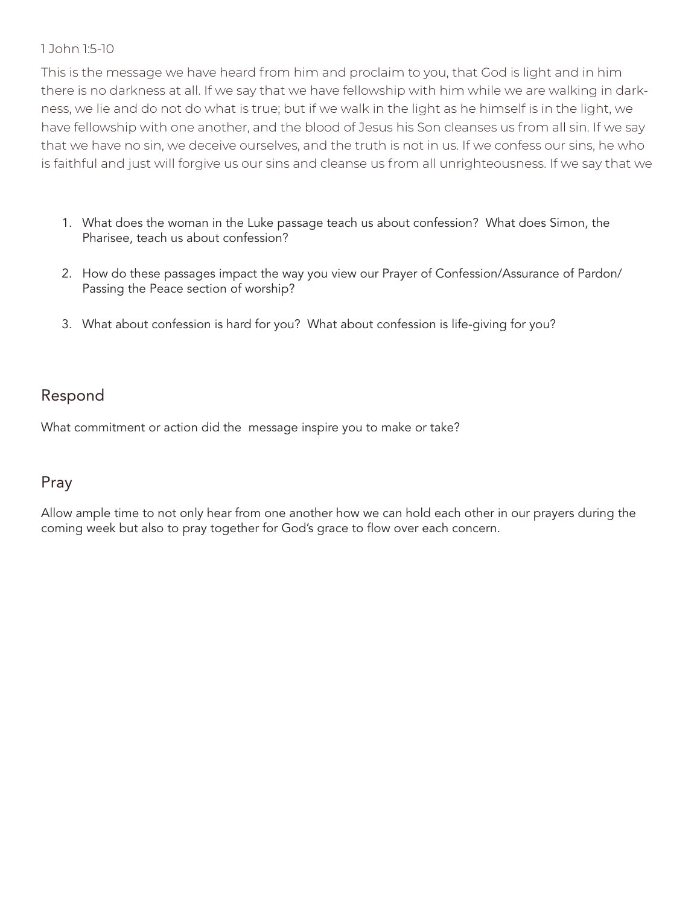1 John 1:5-10

This is the message we have heard from him and proclaim to you, that God is light and in him there is no darkness at all. If we say that we have fellowship with him while we are walking in darkness, we lie and do not do what is true; but if we walk in the light as he himself is in the light, we have fellowship with one another, and the blood of Jesus his Son cleanses us from all sin. If we say that we have no sin, we deceive ourselves, and the truth is not in us. If we confess our sins, he who is faithful and just will forgive us our sins and cleanse us from all unrighteousness. If we say that we

1. What does the woman in the Luke passage teach us about confession? What does Simon, the Pharisee, teach us about confession?
2. How do these passages impact the way you view our Prayer of Confession/Assurance of Pardon/ Passing the Peace section of worship?
3. What about confession is hard for you? What about confession is life-giving for you?

## Respond

What commitment or action did the message inspire you to make or take?

## Pray

Allow ample time to not only hear from one another how we can hold each other in our prayers during the coming week but also to pray together for God's grace to flow over each concern.